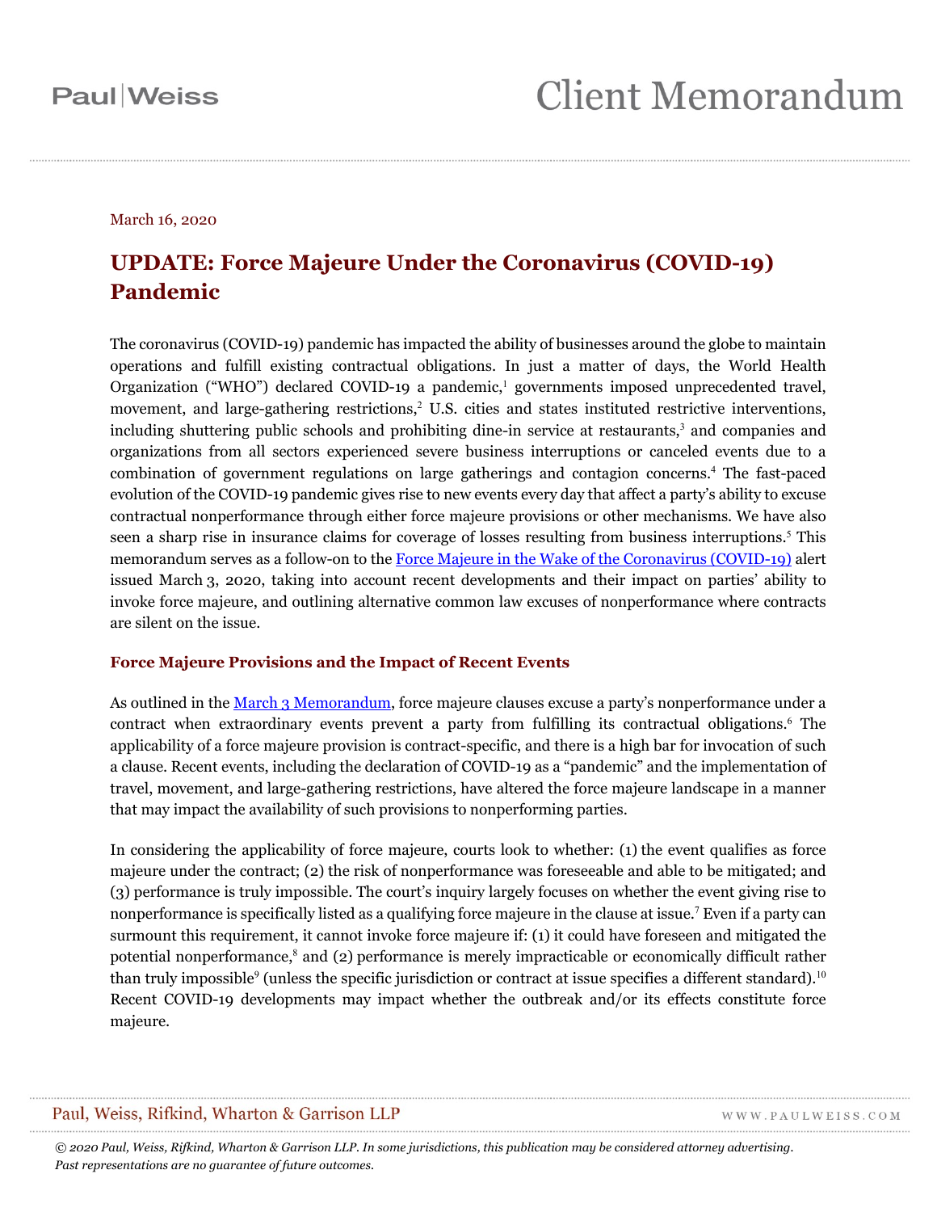Paul|Weiss

# Client Memorandum

March 16, 2020

## UPDATE: Force Majeure Under the Coronavirus (COVID-19) Pandemic

The coronavirus (COVID-19) pandemic has impacted the ability of businesses around the globe to maintain operations and fulfill existing contractual obligations. In just a matter of days, the World Health Organization ("WHO") declared COVID-19 a pandemic,[1] governments imposed unprecedented travel, movement, and large-gathering restrictions,[2] U.S. cities and states instituted restrictive interventions, including shuttering public schools and prohibiting dine-in service at restaurants,[3] and companies and organizations from all sectors experienced severe business interruptions or canceled events due to a combination of government regulations on large gatherings and contagion concerns.[4] The fast-paced evolution of the COVID-19 pandemic gives rise to new events every day that affect a party's ability to excuse contractual nonperformance through either force majeure provisions or other mechanisms. We have also seen a sharp rise in insurance claims for coverage of losses resulting from business interruptions.[5] This memorandum serves as a follow-on to the Force Majeure in the Wake of the Coronavirus (COVID-19) alert issued March 3, 2020, taking into account recent developments and their impact on parties' ability to invoke force majeure, and outlining alternative common law excuses of nonperformance where contracts are silent on the issue.

### Force Majeure Provisions and the Impact of Recent Events

As outlined in the March 3 Memorandum, force majeure clauses excuse a party's nonperformance under a contract when extraordinary events prevent a party from fulfilling its contractual obligations.[6] The applicability of a force majeure provision is contract-specific, and there is a high bar for invocation of such a clause. Recent events, including the declaration of COVID-19 as a "pandemic" and the implementation of travel, movement, and large-gathering restrictions, have altered the force majeure landscape in a manner that may impact the availability of such provisions to nonperforming parties.

In considering the applicability of force majeure, courts look to whether: (1) the event qualifies as force majeure under the contract; (2) the risk of nonperformance was foreseeable and able to be mitigated; and (3) performance is truly impossible. The court's inquiry largely focuses on whether the event giving rise to nonperformance is specifically listed as a qualifying force majeure in the clause at issue.[7] Even if a party can surmount this requirement, it cannot invoke force majeure if: (1) it could have foreseen and mitigated the potential nonperformance,[8] and (2) performance is merely impracticable or economically difficult rather than truly impossible[9] (unless the specific jurisdiction or contract at issue specifies a different standard).[10] Recent COVID-19 developments may impact whether the outbreak and/or its effects constitute force majeure.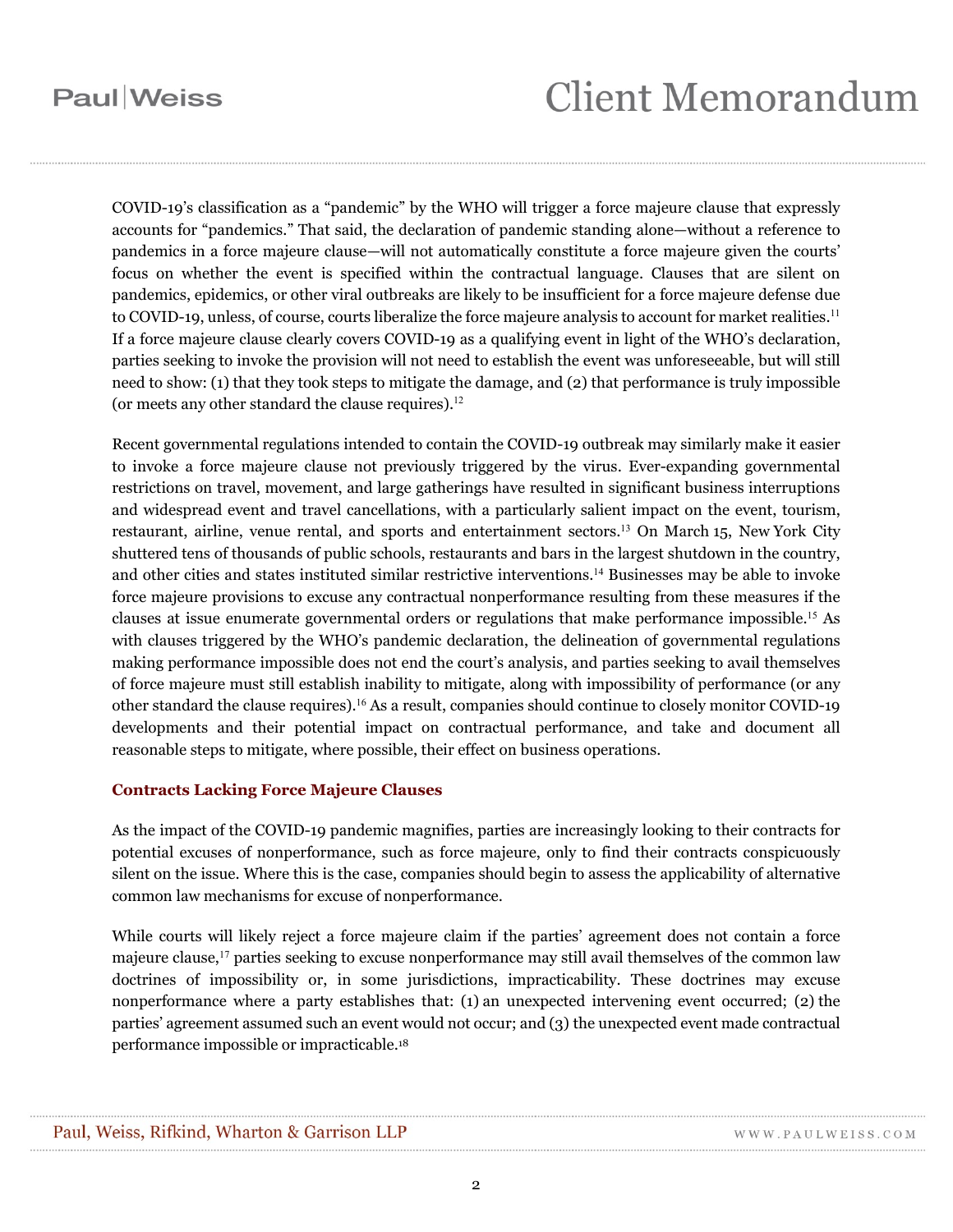COVID-19's classification as a "pandemic" by the WHO will trigger a force majeure clause that expressly accounts for "pandemics." That said, the declaration of pandemic standing alone—without a reference to pandemics in a force majeure clause—will not automatically constitute a force majeure given the courts' focus on whether the event is specified within the contractual language. Clauses that are silent on pandemics, epidemics, or other viral outbreaks are likely to be insufficient for a force majeure defense due to COVID-19, unless, of course, courts liberalize the force majeure analysis to account for market realities.[11] If a force majeure clause clearly covers COVID-19 as a qualifying event in light of the WHO's declaration, parties seeking to invoke the provision will not need to establish the event was unforeseeable, but will still need to show: (1) that they took steps to mitigate the damage, and (2) that performance is truly impossible (or meets any other standard the clause requires).[12]

Recent governmental regulations intended to contain the COVID-19 outbreak may similarly make it easier to invoke a force majeure clause not previously triggered by the virus. Ever-expanding governmental restrictions on travel, movement, and large gatherings have resulted in significant business interruptions and widespread event and travel cancellations, with a particularly salient impact on the event, tourism, restaurant, airline, venue rental, and sports and entertainment sectors.[13] On March 15, New York City shuttered tens of thousands of public schools, restaurants and bars in the largest shutdown in the country, and other cities and states instituted similar restrictive interventions.[14] Businesses may be able to invoke force majeure provisions to excuse any contractual nonperformance resulting from these measures if the clauses at issue enumerate governmental orders or regulations that make performance impossible.[15] As with clauses triggered by the WHO's pandemic declaration, the delineation of governmental regulations making performance impossible does not end the court's analysis, and parties seeking to avail themselves of force majeure must still establish inability to mitigate, along with impossibility of performance (or any other standard the clause requires).[16] As a result, companies should continue to closely monitor COVID-19 developments and their potential impact on contractual performance, and take and document all reasonable steps to mitigate, where possible, their effect on business operations.

### Contracts Lacking Force Majeure Clauses

As the impact of the COVID-19 pandemic magnifies, parties are increasingly looking to their contracts for potential excuses of nonperformance, such as force majeure, only to find their contracts conspicuously silent on the issue. Where this is the case, companies should begin to assess the applicability of alternative common law mechanisms for excuse of nonperformance.

While courts will likely reject a force majeure claim if the parties' agreement does not contain a force majeure clause,[17] parties seeking to excuse nonperformance may still avail themselves of the common law doctrines of impossibility or, in some jurisdictions, impracticability. These doctrines may excuse nonperformance where a party establishes that: (1) an unexpected intervening event occurred; (2) the parties' agreement assumed such an event would not occur; and (3) the unexpected event made contractual performance impossible or impracticable.[18]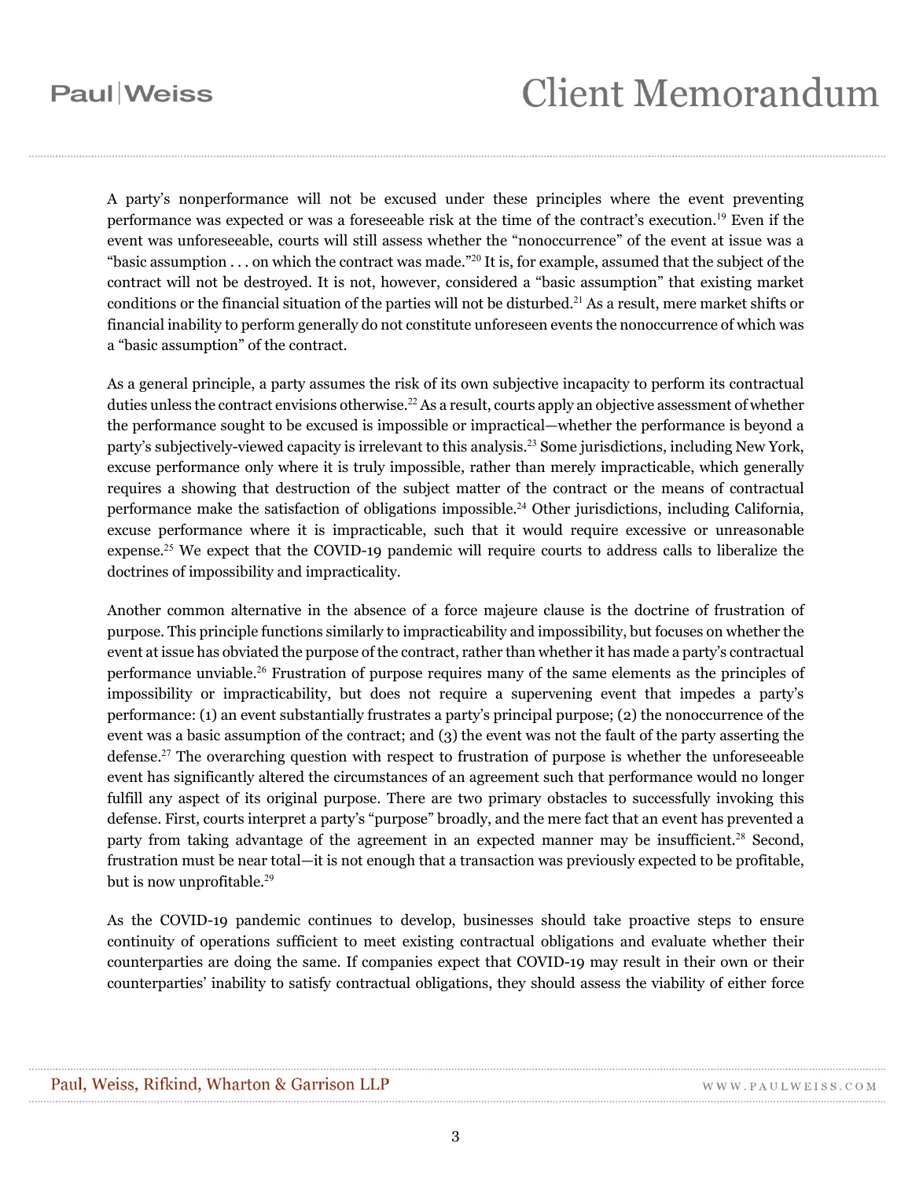A party's nonperformance will not be excused under these principles where the event preventing performance was expected or was a foreseeable risk at the time of the contract's execution.[19] Even if the event was unforeseeable, courts will still assess whether the "nonoccurrence" of the event at issue was a "basic assumption . . . on which the contract was made."[20] It is, for example, assumed that the subject of the contract will not be destroyed. It is not, however, considered a "basic assumption" that existing market conditions or the financial situation of the parties will not be disturbed.[21] As a result, mere market shifts or financial inability to perform generally do not constitute unforeseen events the nonoccurrence of which was a "basic assumption" of the contract.

As a general principle, a party assumes the risk of its own subjective incapacity to perform its contractual duties unless the contract envisions otherwise.[22] As a result, courts apply an objective assessment of whether the performance sought to be excused is impossible or impractical—whether the performance is beyond a party's subjectively-viewed capacity is irrelevant to this analysis.[23] Some jurisdictions, including New York, excuse performance only where it is truly impossible, rather than merely impracticable, which generally requires a showing that destruction of the subject matter of the contract or the means of contractual performance make the satisfaction of obligations impossible.[24] Other jurisdictions, including California, excuse performance where it is impracticable, such that it would require excessive or unreasonable expense.[25] We expect that the COVID-19 pandemic will require courts to address calls to liberalize the doctrines of impossibility and impracticality.

Another common alternative in the absence of a force majeure clause is the doctrine of frustration of purpose. This principle functions similarly to impracticability and impossibility, but focuses on whether the event at issue has obviated the purpose of the contract, rather than whether it has made a party's contractual performance unviable.[26] Frustration of purpose requires many of the same elements as the principles of impossibility or impracticability, but does not require a supervening event that impedes a party's performance: (1) an event substantially frustrates a party's principal purpose; (2) the nonoccurrence of the event was a basic assumption of the contract; and (3) the event was not the fault of the party asserting the defense.[27] The overarching question with respect to frustration of purpose is whether the unforeseeable event has significantly altered the circumstances of an agreement such that performance would no longer fulfill any aspect of its original purpose. There are two primary obstacles to successfully invoking this defense. First, courts interpret a party's "purpose" broadly, and the mere fact that an event has prevented a party from taking advantage of the agreement in an expected manner may be insufficient.[28] Second, frustration must be near total—it is not enough that a transaction was previously expected to be profitable, but is now unprofitable.[29]

As the COVID-19 pandemic continues to develop, businesses should take proactive steps to ensure continuity of operations sufficient to meet existing contractual obligations and evaluate whether their counterparties are doing the same. If companies expect that COVID-19 may result in their own or their counterparties' inability to satisfy contractual obligations, they should assess the viability of either force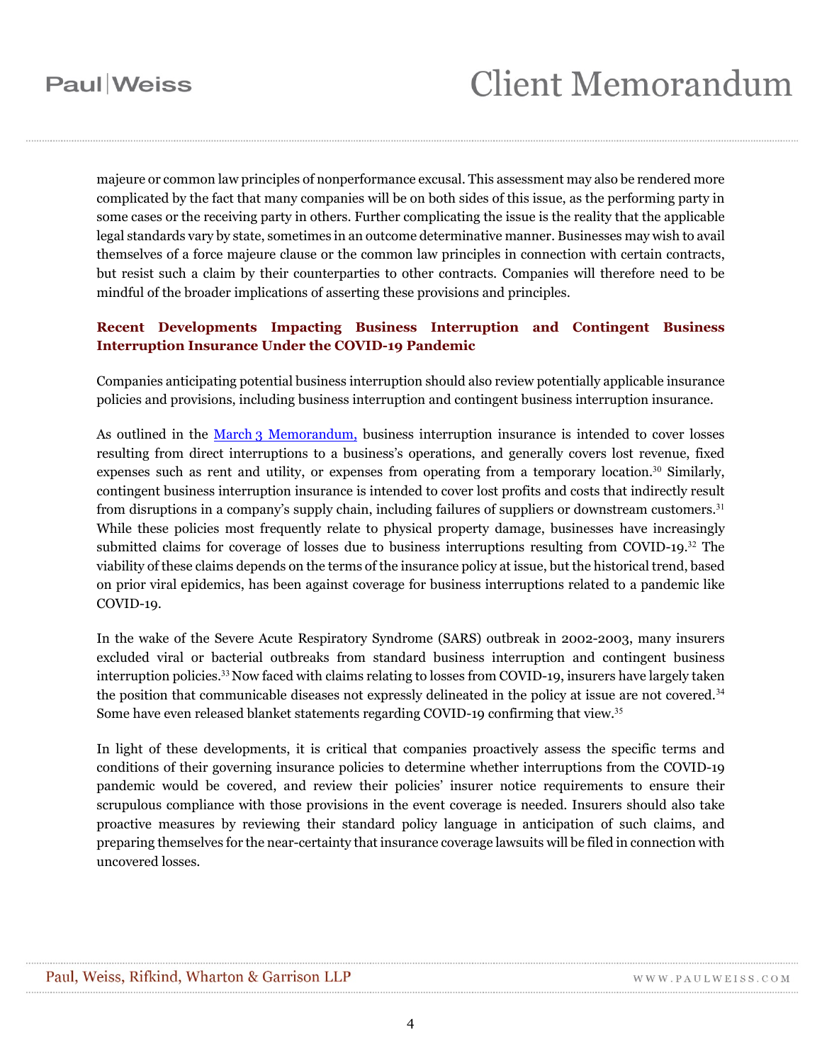majeure or common law principles of nonperformance excusal. This assessment may also be rendered more complicated by the fact that many companies will be on both sides of this issue, as the performing party in some cases or the receiving party in others. Further complicating the issue is the reality that the applicable legal standards vary by state, sometimes in an outcome determinative manner. Businesses may wish to avail themselves of a force majeure clause or the common law principles in connection with certain contracts, but resist such a claim by their counterparties to other contracts. Companies will therefore need to be mindful of the broader implications of asserting these provisions and principles.

### Recent Developments Impacting Business Interruption and Contingent Business Interruption Insurance Under the COVID-19 Pandemic

Companies anticipating potential business interruption should also review potentially applicable insurance policies and provisions, including business interruption and contingent business interruption insurance.

As outlined in the March 3 Memorandum, business interruption insurance is intended to cover losses resulting from direct interruptions to a business's operations, and generally covers lost revenue, fixed expenses such as rent and utility, or expenses from operating from a temporary location.[30] Similarly, contingent business interruption insurance is intended to cover lost profits and costs that indirectly result from disruptions in a company's supply chain, including failures of suppliers or downstream customers.[31] While these policies most frequently relate to physical property damage, businesses have increasingly submitted claims for coverage of losses due to business interruptions resulting from COVID-19.[32] The viability of these claims depends on the terms of the insurance policy at issue, but the historical trend, based on prior viral epidemics, has been against coverage for business interruptions related to a pandemic like COVID-19.

In the wake of the Severe Acute Respiratory Syndrome (SARS) outbreak in 2002-2003, many insurers excluded viral or bacterial outbreaks from standard business interruption and contingent business interruption policies.[33] Now faced with claims relating to losses from COVID-19, insurers have largely taken the position that communicable diseases not expressly delineated in the policy at issue are not covered.[34] Some have even released blanket statements regarding COVID-19 confirming that view.[35]

In light of these developments, it is critical that companies proactively assess the specific terms and conditions of their governing insurance policies to determine whether interruptions from the COVID-19 pandemic would be covered, and review their policies' insurer notice requirements to ensure their scrupulous compliance with those provisions in the event coverage is needed. Insurers should also take proactive measures by reviewing their standard policy language in anticipation of such claims, and preparing themselves for the near-certainty that insurance coverage lawsuits will be filed in connection with uncovered losses.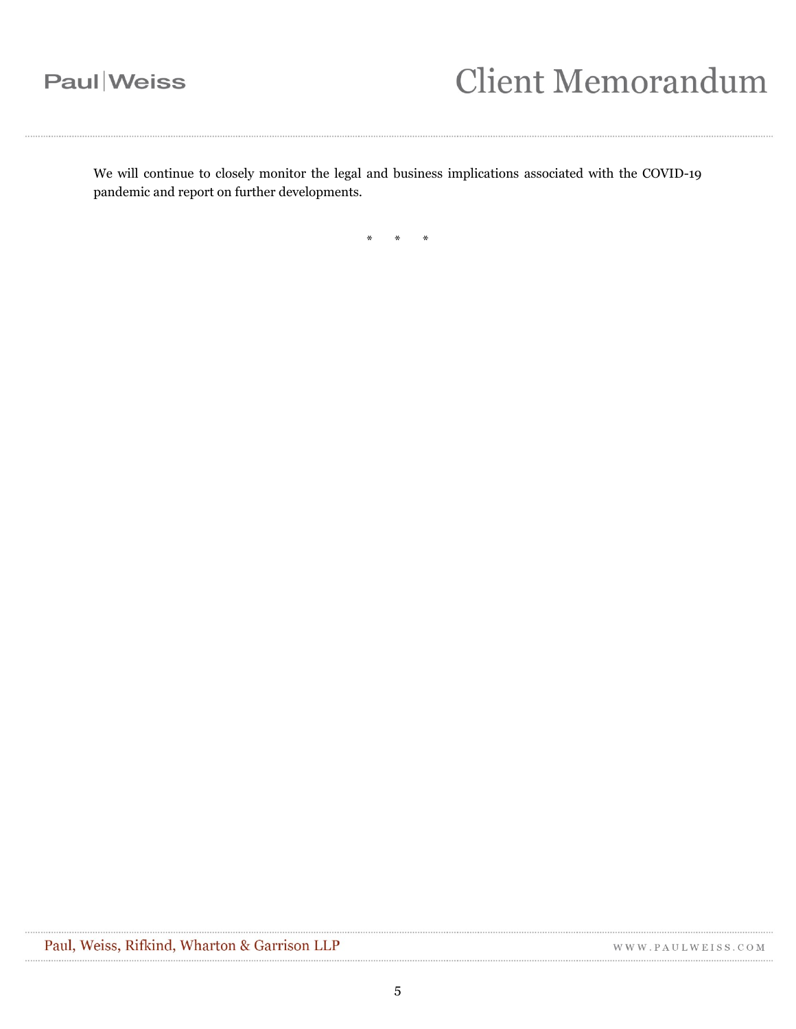We will continue to closely monitor the legal and business implications associated with the COVID-19 pandemic and report on further developments.

\*        \*        \*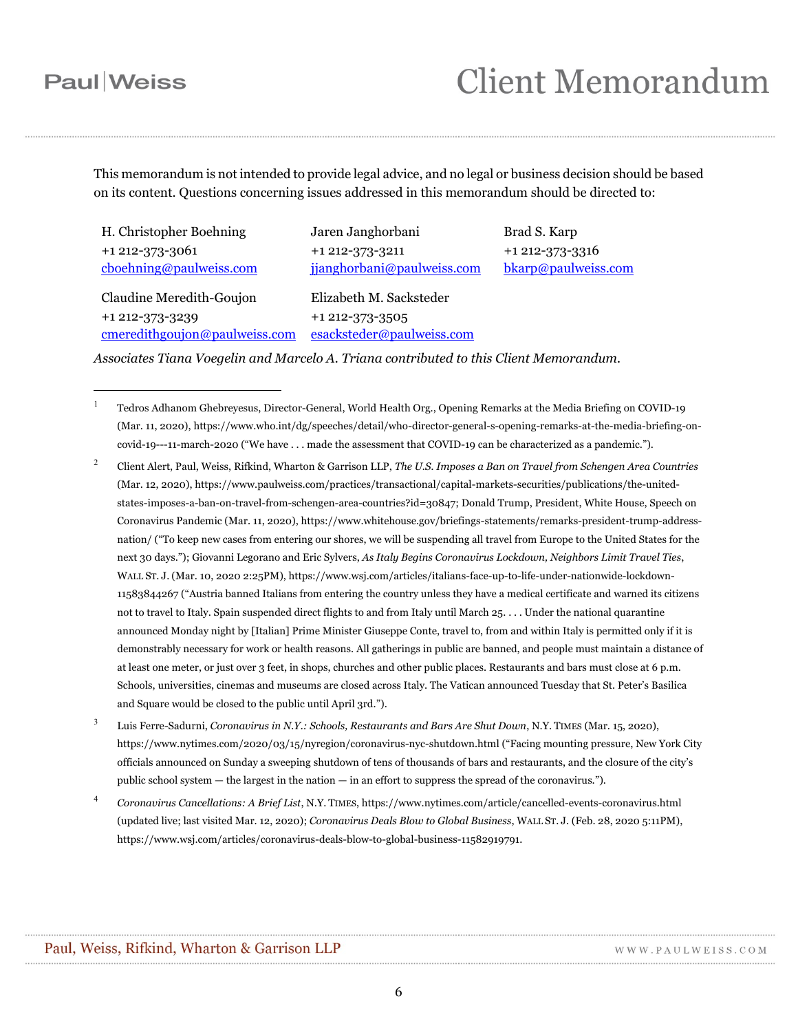This memorandum is not intended to provide legal advice, and no legal or business decision should be based on its content. Questions concerning issues addressed in this memorandum should be directed to:

| | | |
|---|---|---|
| H. Christopher Boehning<br>+1 212-373-3061<br>cboehning@paulweiss.com | Jaren Janghorbani<br>+1 212-373-3211<br>jjanghorbani@paulweiss.com | Brad S. Karp<br>+1 212-373-3316<br>bkarp@paulweiss.com |
| Claudine Meredith-Goujon<br>+1 212-373-3239<br>cmeredithgoujon@paulweiss.com | Elizabeth M. Sacksteder<br>+1 212-373-3505<br>esacksteder@paulweiss.com | |

*Associates Tiana Voegelin and Marcelo A. Triana contributed to this Client Memorandum.*

---

[1] Tedros Adhanom Ghebreyesus, Director-General, World Health Org., Opening Remarks at the Media Briefing on COVID-19 (Mar. 11, 2020), https://www.who.int/dg/speeches/detail/who-director-general-s-opening-remarks-at-the-media-briefing-on-covid-19---11-march-2020 ("We have . . . made the assessment that COVID-19 can be characterized as a pandemic.").

[2] Client Alert, Paul, Weiss, Rifkind, Wharton & Garrison LLP, *The U.S. Imposes a Ban on Travel from Schengen Area Countries* (Mar. 12, 2020), https://www.paulweiss.com/practices/transactional/capital-markets-securities/publications/the-united-states-imposes-a-ban-on-travel-from-schengen-area-countries?id=30847; Donald Trump, President, White House, Speech on Coronavirus Pandemic (Mar. 11, 2020), https://www.whitehouse.gov/briefings-statements/remarks-president-trump-address-nation/ ("To keep new cases from entering our shores, we will be suspending all travel from Europe to the United States for the next 30 days."); Giovanni Legorano and Eric Sylvers, *As Italy Begins Coronavirus Lockdown, Neighbors Limit Travel Ties*, WALL ST. J. (Mar. 10, 2020 2:25PM), https://www.wsj.com/articles/italians-face-up-to-life-under-nationwide-lockdown-11583844267 ("Austria banned Italians from entering the country unless they have a medical certificate and warned its citizens not to travel to Italy. Spain suspended direct flights to and from Italy until March 25. . . . Under the national quarantine announced Monday night by [Italian] Prime Minister Giuseppe Conte, travel to, from and within Italy is permitted only if it is demonstrably necessary for work or health reasons. All gatherings in public are banned, and people must maintain a distance of at least one meter, or just over 3 feet, in shops, churches and other public places. Restaurants and bars must close at 6 p.m. Schools, universities, cinemas and museums are closed across Italy. The Vatican announced Tuesday that St. Peter's Basilica and Square would be closed to the public until April 3rd.").

[3] Luis Ferre-Sadurni, *Coronavirus in N.Y.: Schools, Restaurants and Bars Are Shut Down*, N.Y. TIMES (Mar. 15, 2020), https://www.nytimes.com/2020/03/15/nyregion/coronavirus-nyc-shutdown.html ("Facing mounting pressure, New York City officials announced on Sunday a sweeping shutdown of tens of thousands of bars and restaurants, and the closure of the city's public school system — the largest in the nation — in an effort to suppress the spread of the coronavirus.").

[4] *Coronavirus Cancellations: A Brief List*, N.Y. TIMES, https://www.nytimes.com/article/cancelled-events-coronavirus.html (updated live; last visited Mar. 12, 2020); *Coronavirus Deals Blow to Global Business*, WALL ST. J. (Feb. 28, 2020 5:11PM), https://www.wsj.com/articles/coronavirus-deals-blow-to-global-business-11582919791.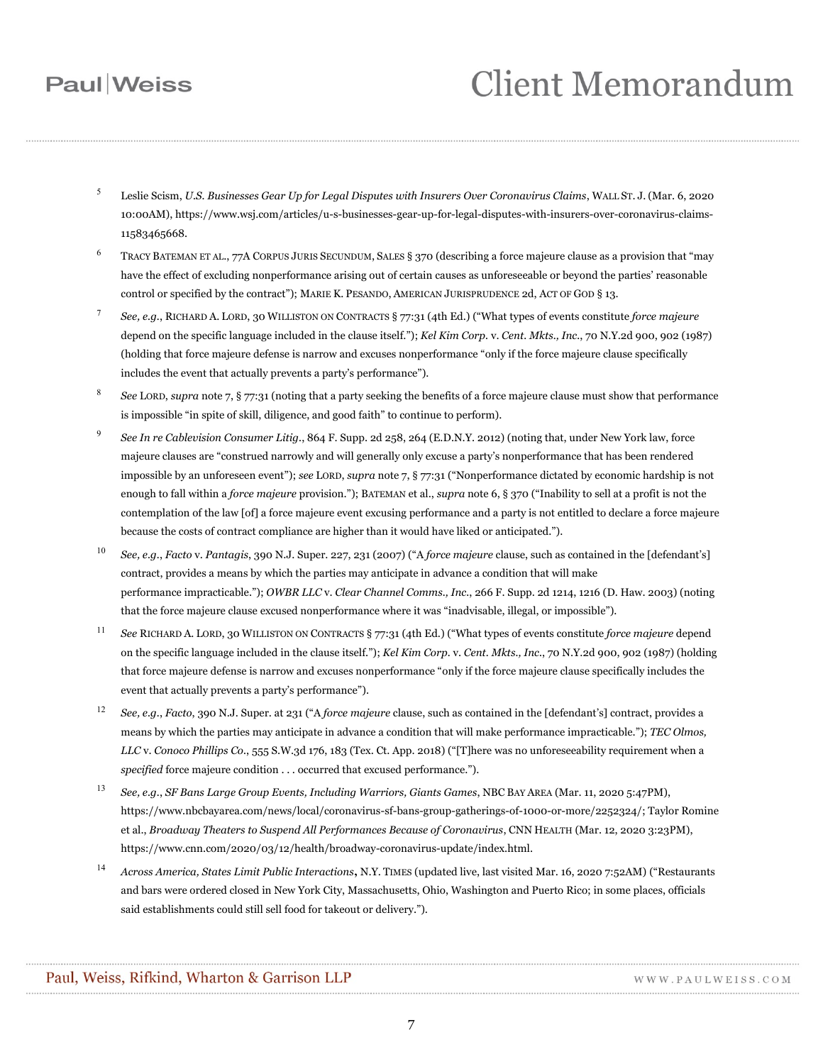[5] Leslie Scism, *U.S. Businesses Gear Up for Legal Disputes with Insurers Over Coronavirus Claims*, WALL ST. J. (Mar. 6, 2020 10:00AM), https://www.wsj.com/articles/u-s-businesses-gear-up-for-legal-disputes-with-insurers-over-coronavirus-claims-11583465668.

[6] TRACY BATEMAN ET AL., 77A CORPUS JURIS SECUNDUM, SALES § 370 (describing a force majeure clause as a provision that "may have the effect of excluding nonperformance arising out of certain causes as unforeseeable or beyond the parties' reasonable control or specified by the contract"); MARIE K. PESANDO, AMERICAN JURISPRUDENCE 2d, ACT OF GOD § 13.

[7] *See, e.g.*, RICHARD A. LORD, 30 WILLISTON ON CONTRACTS § 77:31 (4th Ed.) ("What types of events constitute *force majeure* depend on the specific language included in the clause itself."); *Kel Kim Corp.* v. *Cent. Mkts., Inc.*, 70 N.Y.2d 900, 902 (1987) (holding that force majeure defense is narrow and excuses nonperformance "only if the force majeure clause specifically includes the event that actually prevents a party's performance").

[8] *See* LORD, *supra* note 7, § 77:31 (noting that a party seeking the benefits of a force majeure clause must show that performance is impossible "in spite of skill, diligence, and good faith" to continue to perform).

[9] *See In re Cablevision Consumer Litig.*, 864 F. Supp. 2d 258, 264 (E.D.N.Y. 2012) (noting that, under New York law, force majeure clauses are "construed narrowly and will generally only excuse a party's nonperformance that has been rendered impossible by an unforeseen event"); *see* LORD, *supra* note 7, § 77:31 ("Nonperformance dictated by economic hardship is not enough to fall within a *force majeure* provision."); BATEMAN et al., *supra* note 6, § 370 ("Inability to sell at a profit is not the contemplation of the law [of] a force majeure event excusing performance and a party is not entitled to declare a force majeure because the costs of contract compliance are higher than it would have liked or anticipated.").

[10] *See, e.g.*, *Facto* v. *Pantagis*, 390 N.J. Super. 227, 231 (2007) ("A *force majeure* clause, such as contained in the [defendant's] contract, provides a means by which the parties may anticipate in advance a condition that will make performance impracticable."); *OWBR LLC* v. *Clear Channel Comms., Inc.*, 266 F. Supp. 2d 1214, 1216 (D. Haw. 2003) (noting that the force majeure clause excused nonperformance where it was "inadvisable, illegal, or impossible").

[11] *See* RICHARD A. LORD, 30 WILLISTON ON CONTRACTS § 77:31 (4th Ed.) ("What types of events constitute *force majeure* depend on the specific language included in the clause itself."); *Kel Kim Corp.* v. *Cent. Mkts., Inc.*, 70 N.Y.2d 900, 902 (1987) (holding that force majeure defense is narrow and excuses nonperformance "only if the force majeure clause specifically includes the event that actually prevents a party's performance").

[12] *See, e.g.*, *Facto*, 390 N.J. Super. at 231 ("A *force majeure* clause, such as contained in the [defendant's] contract, provides a means by which the parties may anticipate in advance a condition that will make performance impracticable."); *TEC Olmos, LLC* v. *Conoco Phillips Co.*, 555 S.W.3d 176, 183 (Tex. Ct. App. 2018) ("[T]here was no unforeseeability requirement when a *specified* force majeure condition . . . occurred that excused performance.").

[13] *See, e.g.*, *SF Bans Large Group Events, Including Warriors, Giants Games*, NBC BAY AREA (Mar. 11, 2020 5:47PM), https://www.nbcbayarea.com/news/local/coronavirus-sf-bans-group-gatherings-of-1000-or-more/2252324/; Taylor Romine et al., *Broadway Theaters to Suspend All Performances Because of Coronavirus*, CNN HEALTH (Mar. 12, 2020 3:23PM), https://www.cnn.com/2020/03/12/health/broadway-coronavirus-update/index.html.

[14] *Across America, States Limit Public Interactions*, N.Y. TIMES (updated live, last visited Mar. 16, 2020 7:52AM) ("Restaurants and bars were ordered closed in New York City, Massachusetts, Ohio, Washington and Puerto Rico; in some places, officials said establishments could still sell food for takeout or delivery.").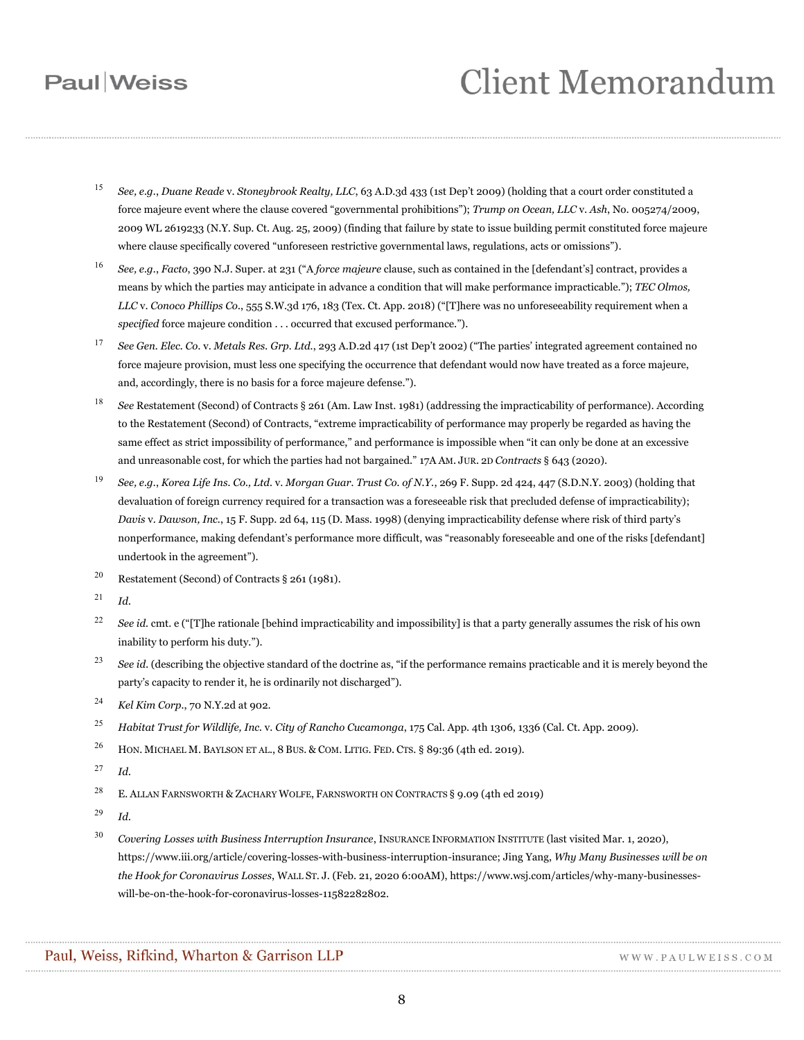[15] *See, e.g.*, *Duane Reade* v. *Stoneybrook Realty, LLC*, 63 A.D.3d 433 (1st Dep't 2009) (holding that a court order constituted a force majeure event where the clause covered "governmental prohibitions"); *Trump on Ocean, LLC* v. *Ash*, No. 005274/2009, 2009 WL 2619233 (N.Y. Sup. Ct. Aug. 25, 2009) (finding that failure by state to issue building permit constituted force majeure where clause specifically covered "unforeseen restrictive governmental laws, regulations, acts or omissions").

[16] *See, e.g.*, *Facto*, 390 N.J. Super. at 231 ("A *force majeure* clause, such as contained in the [defendant's] contract, provides a means by which the parties may anticipate in advance a condition that will make performance impracticable."); *TEC Olmos, LLC* v. *Conoco Phillips Co.*, 555 S.W.3d 176, 183 (Tex. Ct. App. 2018) ("[T]here was no unforeseeability requirement when a *specified* force majeure condition . . . occurred that excused performance.").

[17] *See Gen. Elec. Co.* v. *Metals Res. Grp. Ltd.*, 293 A.D.2d 417 (1st Dep't 2002) ("The parties' integrated agreement contained no force majeure provision, must less one specifying the occurrence that defendant would now have treated as a force majeure, and, accordingly, there is no basis for a force majeure defense.").

[18] *See* Restatement (Second) of Contracts § 261 (Am. Law Inst. 1981) (addressing the impracticability of performance). According to the Restatement (Second) of Contracts, "extreme impracticability of performance may properly be regarded as having the same effect as strict impossibility of performance," and performance is impossible when "it can only be done at an excessive and unreasonable cost, for which the parties had not bargained." 17A AM. JUR. 2D *Contracts* § 643 (2020).

[19] *See, e.g.*, *Korea Life Ins. Co., Ltd.* v. *Morgan Guar. Trust Co. of N.Y.*, 269 F. Supp. 2d 424, 447 (S.D.N.Y. 2003) (holding that devaluation of foreign currency required for a transaction was a foreseeable risk that precluded defense of impracticability); *Davis* v. *Dawson, Inc.*, 15 F. Supp. 2d 64, 115 (D. Mass. 1998) (denying impracticability defense where risk of third party's nonperformance, making defendant's performance more difficult, was "reasonably foreseeable and one of the risks [defendant] undertook in the agreement").

[20] Restatement (Second) of Contracts § 261 (1981).

[21] *Id.*

[22] *See id.* cmt. e ("[T]he rationale [behind impracticability and impossibility] is that a party generally assumes the risk of his own inability to perform his duty.").

[23] *See id.* (describing the objective standard of the doctrine as, "if the performance remains practicable and it is merely beyond the party's capacity to render it, he is ordinarily not discharged").

[24] *Kel Kim Corp.*, 70 N.Y.2d at 902.

[25] *Habitat Trust for Wildlife, Inc.* v. *City of Rancho Cucamonga*, 175 Cal. App. 4th 1306, 1336 (Cal. Ct. App. 2009).

[26] HON. MICHAEL M. BAYLSON ET AL., 8 BUS. & COM. LITIG. FED. CTS. § 89:36 (4th ed. 2019).

[27] *Id.*

[28] E. ALLAN FARNSWORTH & ZACHARY WOLFE, FARNSWORTH ON CONTRACTS § 9.09 (4th ed 2019)

[29] *Id.*

[30] *Covering Losses with Business Interruption Insurance*, INSURANCE INFORMATION INSTITUTE (last visited Mar. 1, 2020), https://www.iii.org/article/covering-losses-with-business-interruption-insurance; Jing Yang, *Why Many Businesses will be on the Hook for Coronavirus Losses*, WALL ST. J. (Feb. 21, 2020 6:00AM), https://www.wsj.com/articles/why-many-businesses-will-be-on-the-hook-for-coronavirus-losses-11582282802.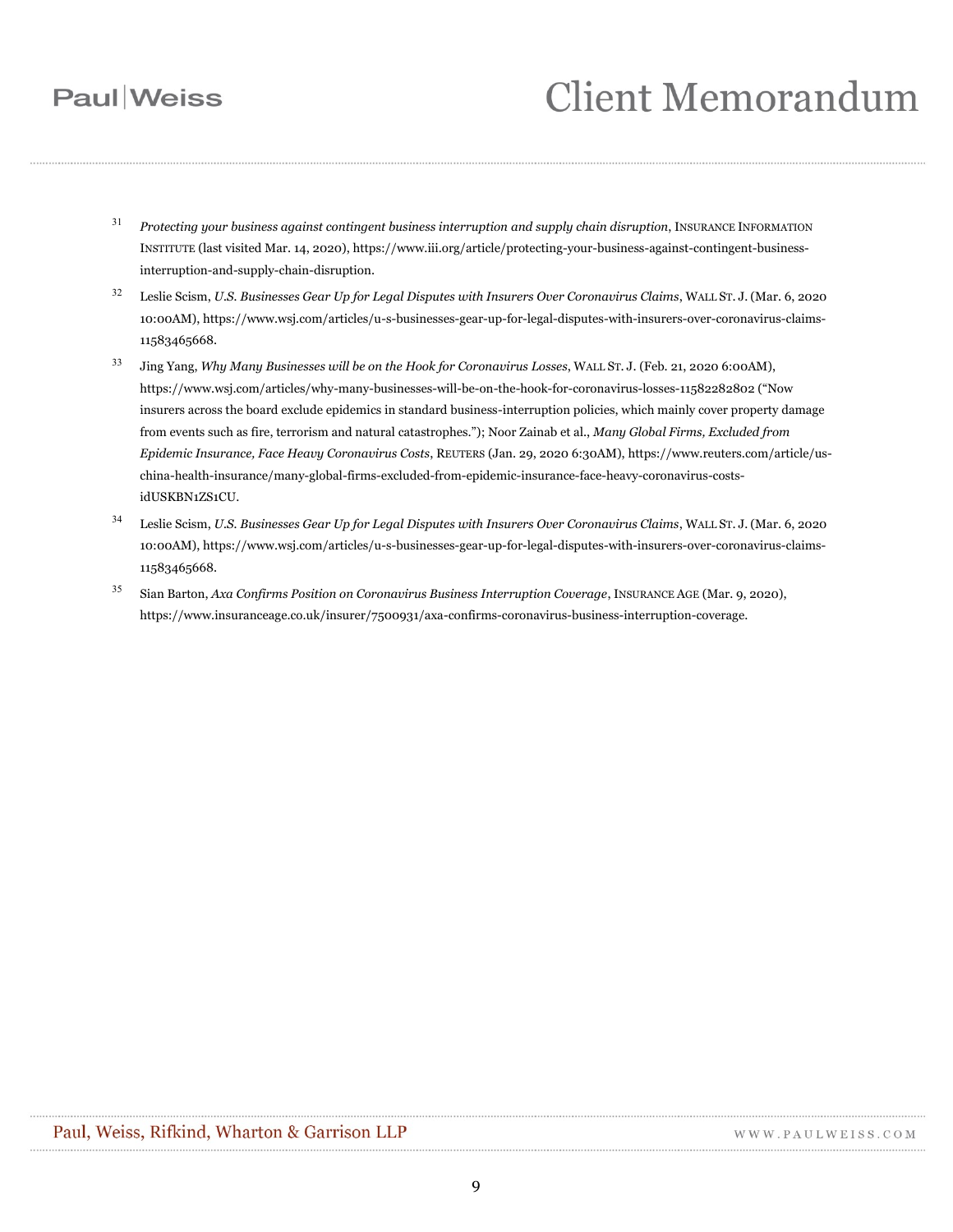[31] *Protecting your business against contingent business interruption and supply chain disruption*, INSURANCE INFORMATION INSTITUTE (last visited Mar. 14, 2020), https://www.iii.org/article/protecting-your-business-against-contingent-business-interruption-and-supply-chain-disruption.

[32] Leslie Scism, *U.S. Businesses Gear Up for Legal Disputes with Insurers Over Coronavirus Claims*, WALL ST. J. (Mar. 6, 2020 10:00AM), https://www.wsj.com/articles/u-s-businesses-gear-up-for-legal-disputes-with-insurers-over-coronavirus-claims-11583465668.

[33] Jing Yang, *Why Many Businesses will be on the Hook for Coronavirus Losses*, WALL ST. J. (Feb. 21, 2020 6:00AM), https://www.wsj.com/articles/why-many-businesses-will-be-on-the-hook-for-coronavirus-losses-11582282802 ("Now insurers across the board exclude epidemics in standard business-interruption policies, which mainly cover property damage from events such as fire, terrorism and natural catastrophes."); Noor Zainab et al., *Many Global Firms, Excluded from Epidemic Insurance, Face Heavy Coronavirus Costs*, REUTERS (Jan. 29, 2020 6:30AM), https://www.reuters.com/article/us-china-health-insurance/many-global-firms-excluded-from-epidemic-insurance-face-heavy-coronavirus-costs-idUSKBN1ZS1CU.

[34] Leslie Scism, *U.S. Businesses Gear Up for Legal Disputes with Insurers Over Coronavirus Claims*, WALL ST. J. (Mar. 6, 2020 10:00AM), https://www.wsj.com/articles/u-s-businesses-gear-up-for-legal-disputes-with-insurers-over-coronavirus-claims-11583465668.

[35] Sian Barton, *Axa Confirms Position on Coronavirus Business Interruption Coverage*, INSURANCE AGE (Mar. 9, 2020), https://www.insuranceage.co.uk/insurer/7500931/axa-confirms-coronavirus-business-interruption-coverage.